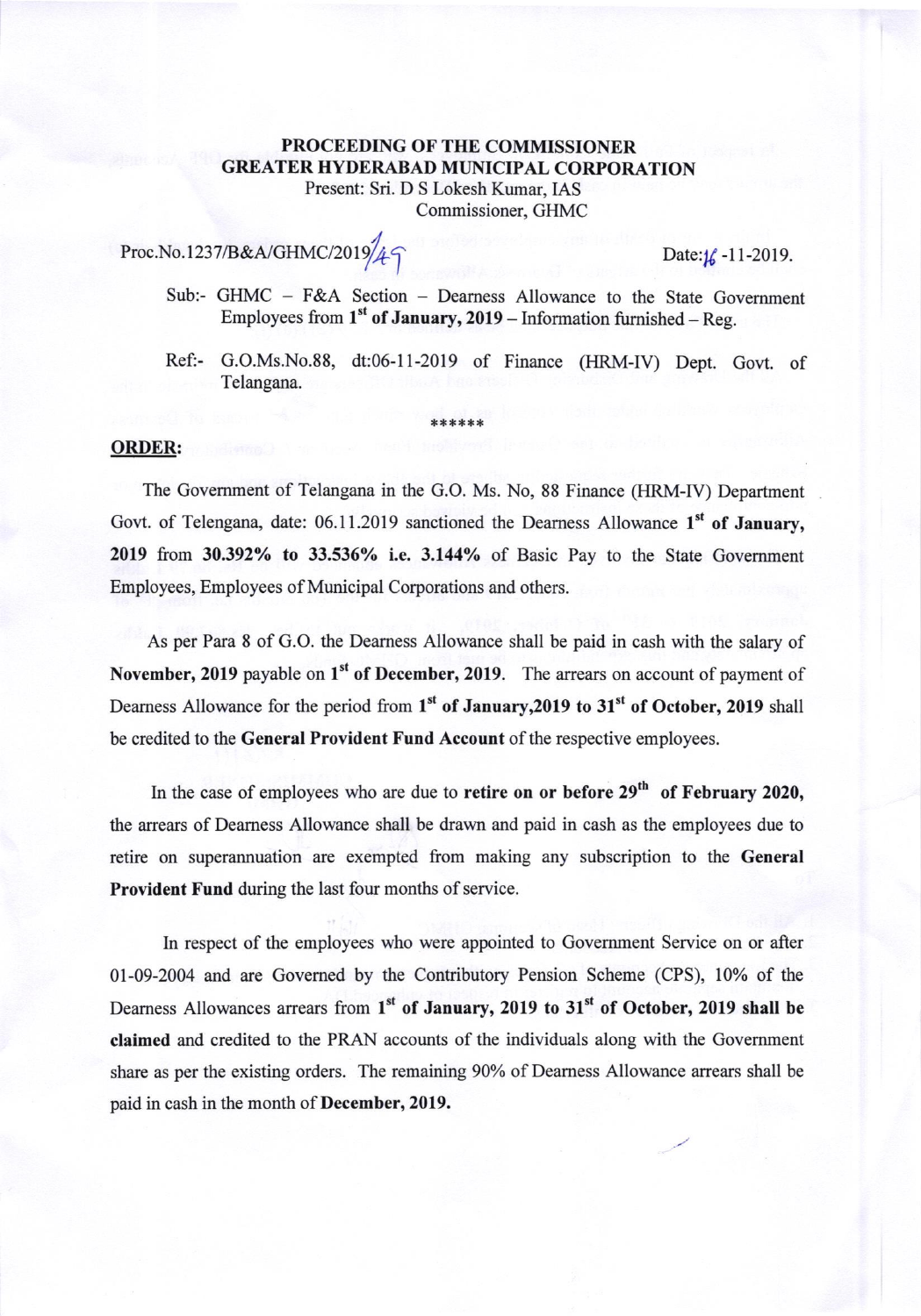**PROCEEDING OF THE COMMISSIONER**
**GREATER HYDERABAD MUNICIPAL CORPORATION**
Present: Sri. D S Lokesh Kumar, IAS
Commissioner, GHMC

Proc.No.1237/B&A/GHMC/2019/49 Date:16-11-2019.

Sub:- GHMC – F&A Section – Dearness Allowance to the State Government Employees from **1st of January, 2019** – Information furnished – Reg.

Ref:- G.O.Ms.No.88, dt:06-11-2019 of Finance (HRM-IV) Dept. Govt. of Telangana.

******

**ORDER:**

The Government of Telangana in the G.O. Ms. No, 88 Finance (HRM-IV) Department Govt. of Telengana, date: 06.11.2019 sanctioned the Dearness Allowance **1st of January, 2019** from **30.392% to 33.536% i.e. 3.144%** of Basic Pay to the State Government Employees, Employees of Municipal Corporations and others.

As per Para 8 of G.O. the Dearness Allowance shall be paid in cash with the salary of **November, 2019** payable on **1st of December, 2019.** The arrears on account of payment of Dearness Allowance for the period from **1st of January,2019 to 31st of October, 2019** shall be credited to the **General Provident Fund Account** of the respective employees.

In the case of employees who are due to **retire on or before 29th of February 2020,** the arrears of Dearness Allowance shall be drawn and paid in cash as the employees due to retire on superannuation are exempted from making any subscription to the **General Provident Fund** during the last four months of service.

In respect of the employees who were appointed to Government Service on or after 01-09-2004 and are Governed by the Contributory Pension Scheme (CPS), 10% of the Dearness Allowances arrears from **1st of January, 2019 to 31st of October, 2019 shall be claimed** and credited to the PRAN accounts of the individuals along with the Government share as per the existing orders. The remaining 90% of Dearness Allowance arrears shall be paid in cash in the month of **December, 2019.**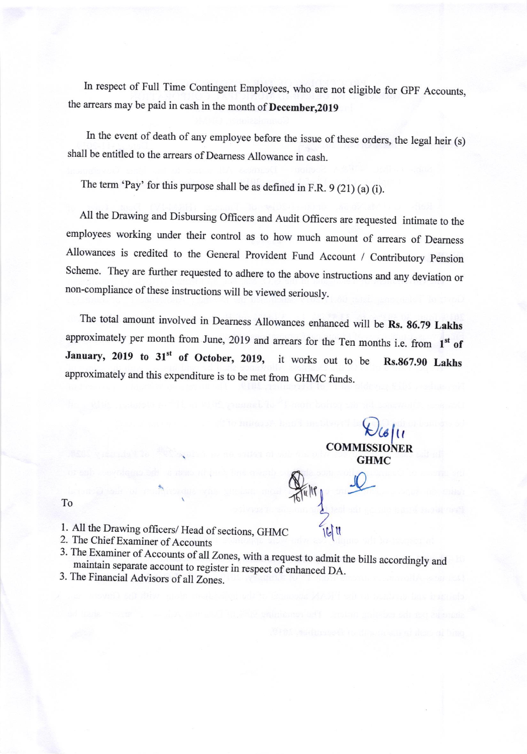In respect of Full Time Contingent Employees, who are not eligible for GPF Accounts, the arrears may be paid in cash in the month of **December,2019**

In the event of death of any employee before the issue of these orders, the legal heir (s) shall be entitled to the arrears of Dearness Allowance in cash.

The term 'Pay' for this purpose shall be as defined in F.R. 9 (21) (a) (i).

All the Drawing and Disbursing Officers and Audit Officers are requested intimate to the employees working under their control as to how much amount of arrears of Dearness Allowances is credited to the General Provident Fund Account / Contributory Pension Scheme. They are further requested to adhere to the above instructions and any deviation or non-compliance of these instructions will be viewed seriously.

The total amount involved in Dearness Allowances enhanced will be **Rs. 86.79 Lakhs** approximately per month from June, 2019 and arrears for the Ten months i.e. from **1st of January, 2019 to 31st of October, 2019,** it works out to be **Rs.867.90 Lakhs** approximately and this expenditure is to be met from GHMC funds.

**COMMISSIONER**
**GHMC**

To

1. All the Drawing officers/ Head of sections, GHMC
2. The Chief Examiner of Accounts
3. The Examiner of Accounts of all Zones, with a request to admit the bills accordingly and maintain separate account to register in respect of enhanced DA.
3. The Financial Advisors of all Zones.